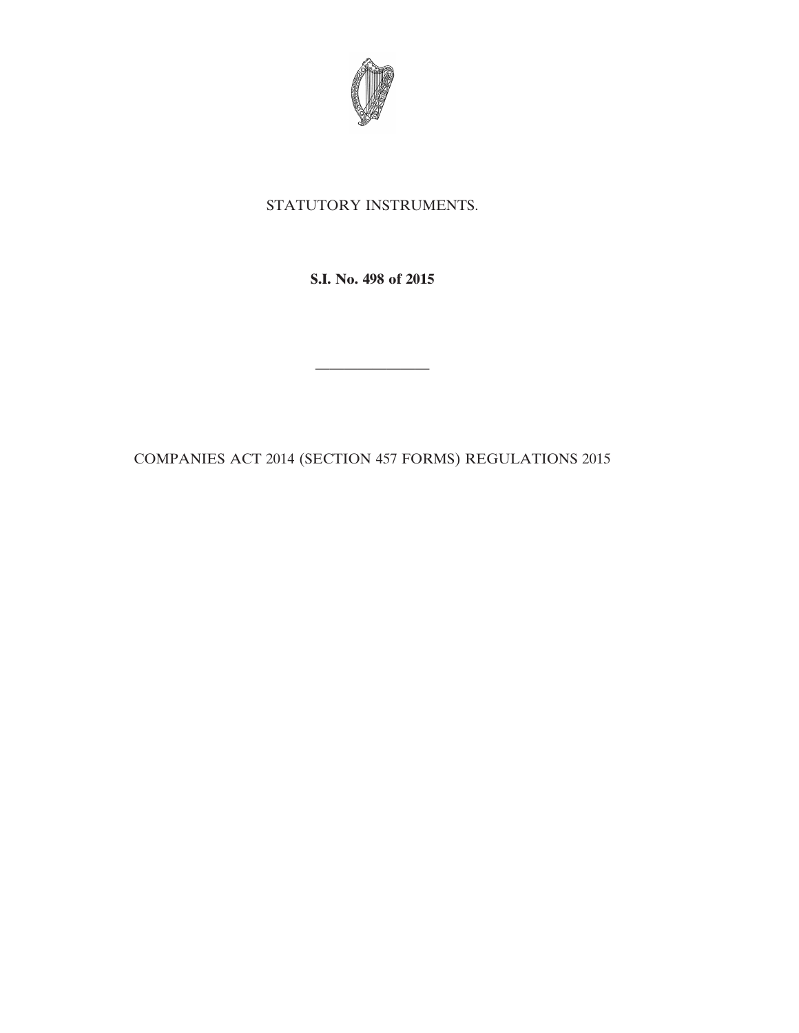STATUTORY INSTRUMENTS.

**S.I. No. 498 of 2015**

---

COMPANIES ACT 2014 (SECTION 457 FORMS) REGULATIONS 2015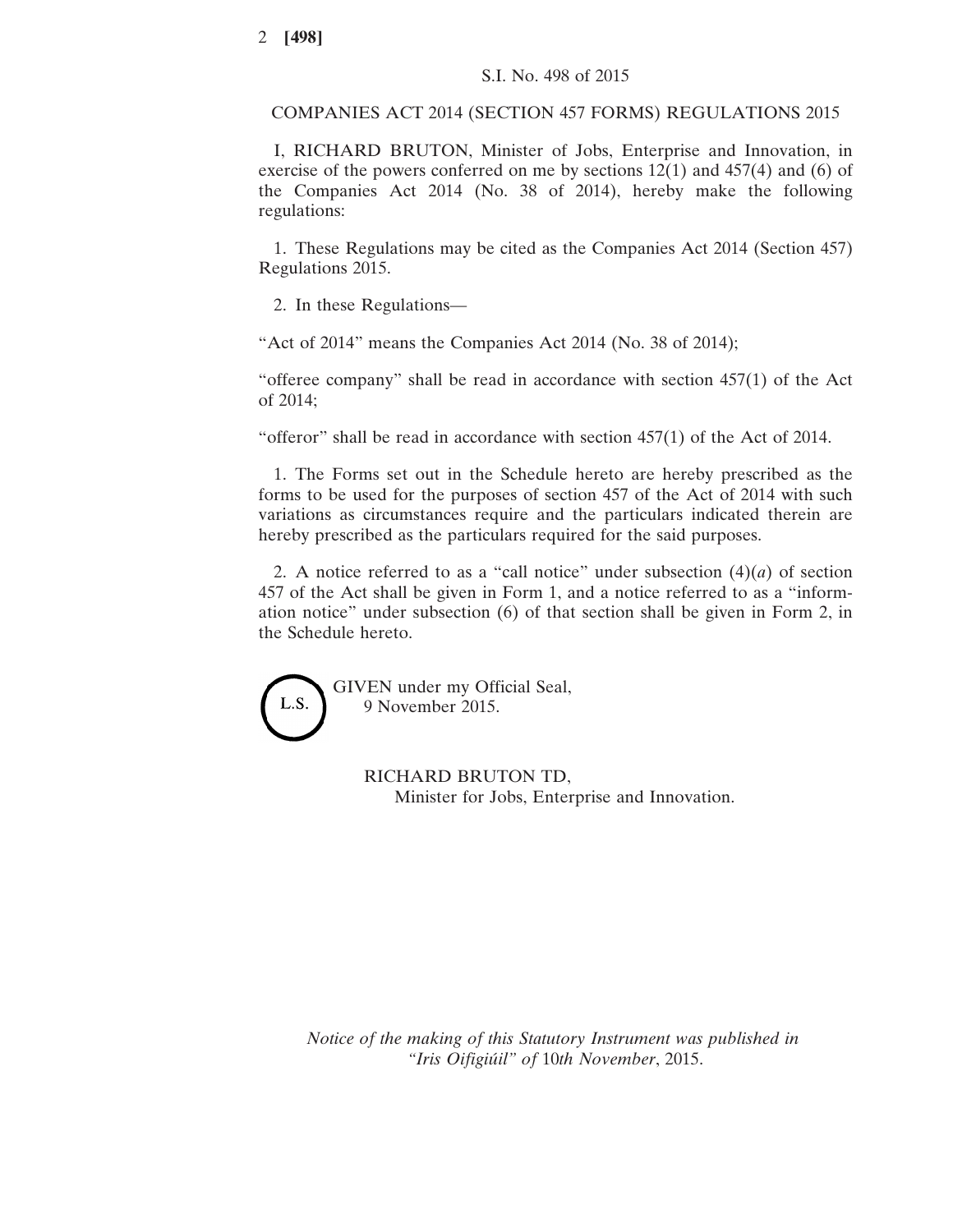S.I. No. 498 of 2015

COMPANIES ACT 2014 (SECTION 457 FORMS) REGULATIONS 2015

I, RICHARD BRUTON, Minister of Jobs, Enterprise and Innovation, in exercise of the powers conferred on me by sections 12(1) and 457(4) and (6) of the Companies Act 2014 (No. 38 of 2014), hereby make the following regulations:

1. These Regulations may be cited as the Companies Act 2014 (Section 457) Regulations 2015.

2. In these Regulations—

"Act of 2014" means the Companies Act 2014 (No. 38 of 2014);

"offeree company" shall be read in accordance with section 457(1) of the Act of 2014;

"offeror" shall be read in accordance with section 457(1) of the Act of 2014.

1. The Forms set out in the Schedule hereto are hereby prescribed as the forms to be used for the purposes of section 457 of the Act of 2014 with such variations as circumstances require and the particulars indicated therein are hereby prescribed as the particulars required for the said purposes.

2. A notice referred to as a "call notice" under subsection (4)(*a*) of section 457 of the Act shall be given in Form 1, and a notice referred to as a "information notice" under subsection (6) of that section shall be given in Form 2, in the Schedule hereto.

L.S.

GIVEN under my Official Seal,
9 November 2015.

RICHARD BRUTON TD,
Minister for Jobs, Enterprise and Innovation.

*Notice of the making of this Statutory Instrument was published in "Iris Oifigiúil" of 10th November, 2015.*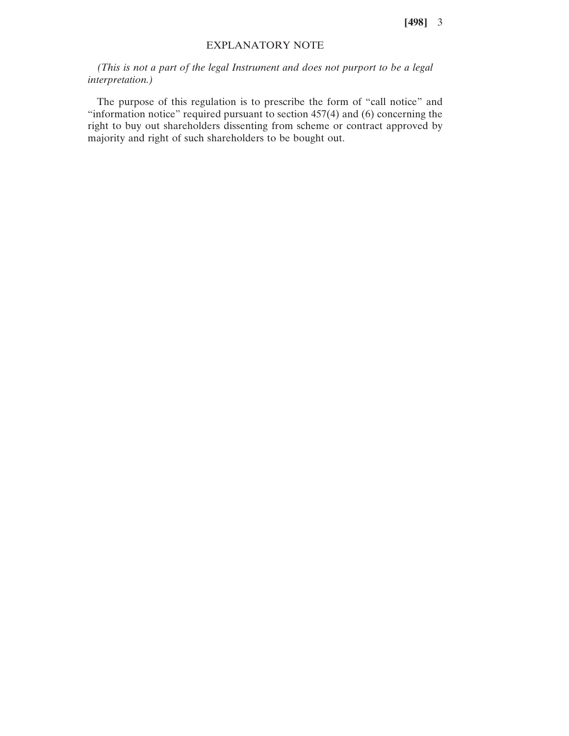## EXPLANATORY NOTE

*(This is not a part of the legal Instrument and does not purport to be a legal interpretation.)*

The purpose of this regulation is to prescribe the form of "call notice" and "information notice" required pursuant to section 457(4) and (6) concerning the right to buy out shareholders dissenting from scheme or contract approved by majority and right of such shareholders to be bought out.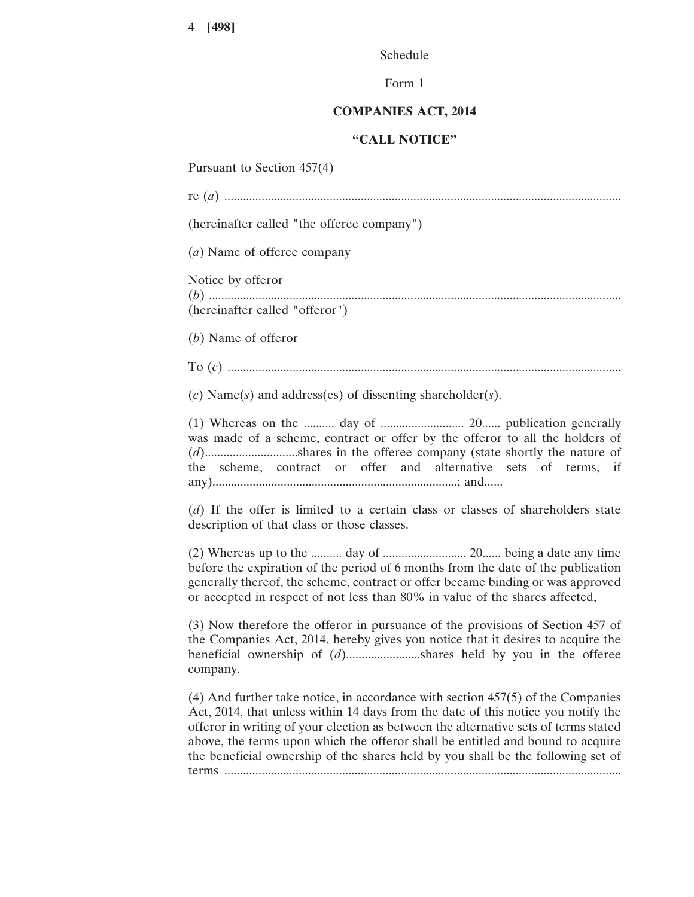Schedule

Form 1

**COMPANIES ACT, 2014**

**“CALL NOTICE”**

Pursuant to Section 457(4)

re (*a*) ................................................................................................................................

(hereinafter called "the offeree company")

(*a*) Name of offeree company

Notice by offeror
(*b*) ....................................................................................................................................
(hereinafter called "offeror")

(*b*) Name of offeror

To (*c*) ..............................................................................................................................

(*c*) Name(*s*) and address(es) of dissenting shareholder(*s*).

(1) Whereas on the .......... day of ........................... 20...... publication generally was made of a scheme, contract or offer by the offeror to all the holders of (*d*).............................shares in the offeree company (state shortly the nature of the scheme, contract or offer and alternative sets of terms, if any)..............................................................................; and......

(*d*) If the offer is limited to a certain class or classes of shareholders state description of that class or those classes.

(2) Whereas up to the .......... day of ........................... 20...... being a date any time before the expiration of the period of 6 months from the date of the publication generally thereof, the scheme, contract or offer became binding or was approved or accepted in respect of not less than 80% in value of the shares affected,

(3) Now therefore the offeror in pursuance of the provisions of Section 457 of the Companies Act, 2014, hereby gives you notice that it desires to acquire the beneficial ownership of (*d*)........................shares held by you in the offeree company.

(4) And further take notice, in accordance with section 457(5) of the Companies Act, 2014, that unless within 14 days from the date of this notice you notify the offeror in writing of your election as between the alternative sets of terms stated above, the terms upon which the offeror shall be entitled and bound to acquire the beneficial ownership of the shares held by you shall be the following set of terms ...............................................................................................................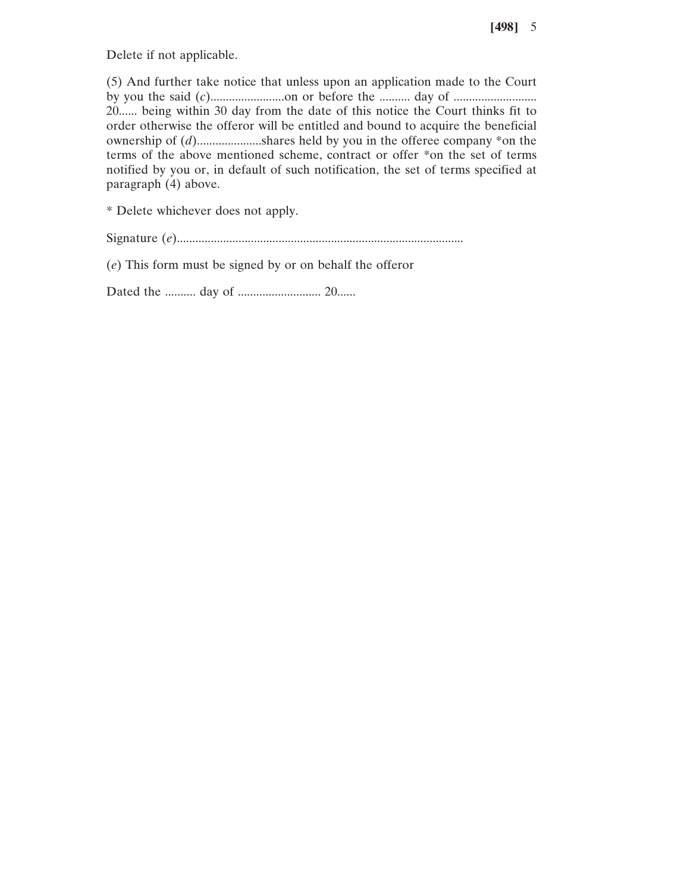Delete if not applicable.

(5) And further take notice that unless upon an application made to the Court by you the said (*c*)........................on or before the .......... day of .......................... 20...... being within 30 day from the date of this notice the Court thinks fit to order otherwise the offeror will be entitled and bound to acquire the beneficial ownership of (*d*)....................shares held by you in the offeree company *on the terms of the above mentioned scheme, contract or offer *on the set of terms notified by you or, in default of such notification, the set of terms specified at paragraph (4) above.

* Delete whichever does not apply.

Signature (*e*)............................................................................................

(*e*) This form must be signed by or on behalf the offeror

Dated the .......... day of .......................... 20......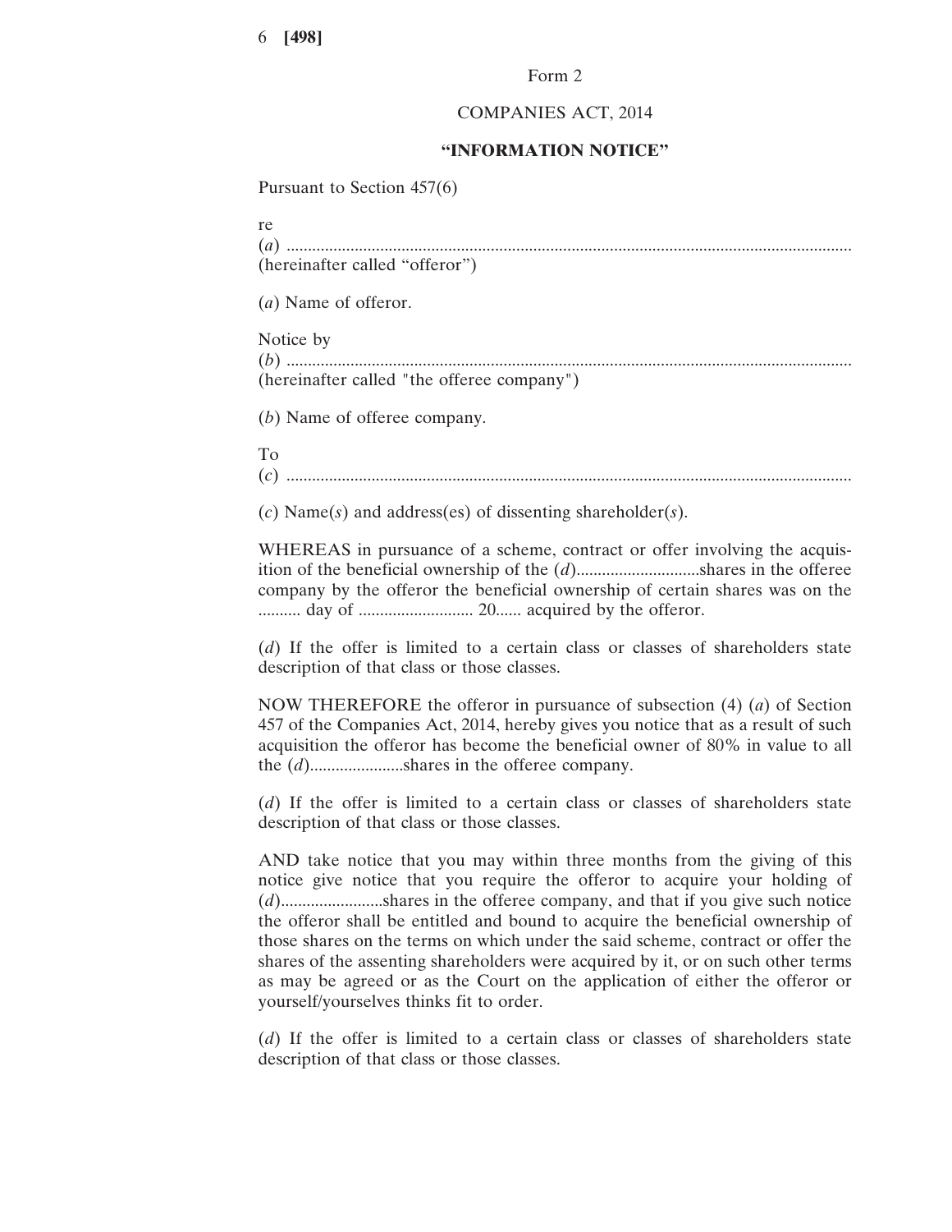Form 2

COMPANIES ACT, 2014

**"INFORMATION NOTICE"**

Pursuant to Section 457(6)

re
(*a*) ...................................................................................................................................
(hereinafter called "offeror")

(*a*) Name of offeror.

Notice by
(*b*) ...................................................................................................................................
(hereinafter called "the offeree company")

(*b*) Name of offeree company.

To
(*c*) ...................................................................................................................................

(*c*) Name(*s*) and address(es) of dissenting shareholder(*s*).

WHEREAS in pursuance of a scheme, contract or offer involving the acquisition of the beneficial ownership of the (*d*)............................shares in the offeree company by the offeror the beneficial ownership of certain shares was on the .......... day of .......................... 20...... acquired by the offeror.

(*d*) If the offer is limited to a certain class or classes of shareholders state description of that class or those classes.

NOW THEREFORE the offeror in pursuance of subsection (4) (*a*) of Section 457 of the Companies Act, 2014, hereby gives you notice that as a result of such acquisition the offeror has become the beneficial owner of 80% in value to all the (*d*).....................shares in the offeree company.

(*d*) If the offer is limited to a certain class or classes of shareholders state description of that class or those classes.

AND take notice that you may within three months from the giving of this notice give notice that you require the offeror to acquire your holding of (*d*).......................shares in the offeree company, and that if you give such notice the offeror shall be entitled and bound to acquire the beneficial ownership of those shares on the terms on which under the said scheme, contract or offer the shares of the assenting shareholders were acquired by it, or on such other terms as may be agreed or as the Court on the application of either the offeror or yourself/yourselves thinks fit to order.

(*d*) If the offer is limited to a certain class or classes of shareholders state description of that class or those classes.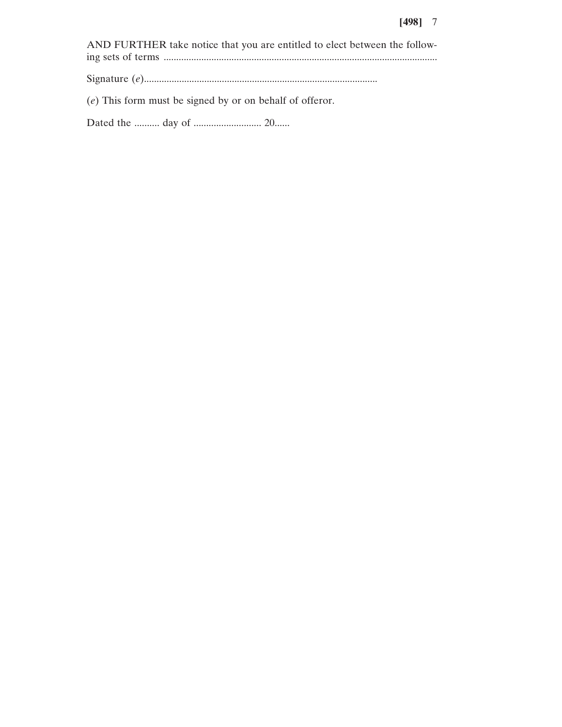AND FURTHER take notice that you are entitled to elect between the following sets of terms .............................................................................................................

Signature (*e*)............................................................................................

(*e*) This form must be signed by or on behalf of offeror.

Dated the .......... day of ........................... 20......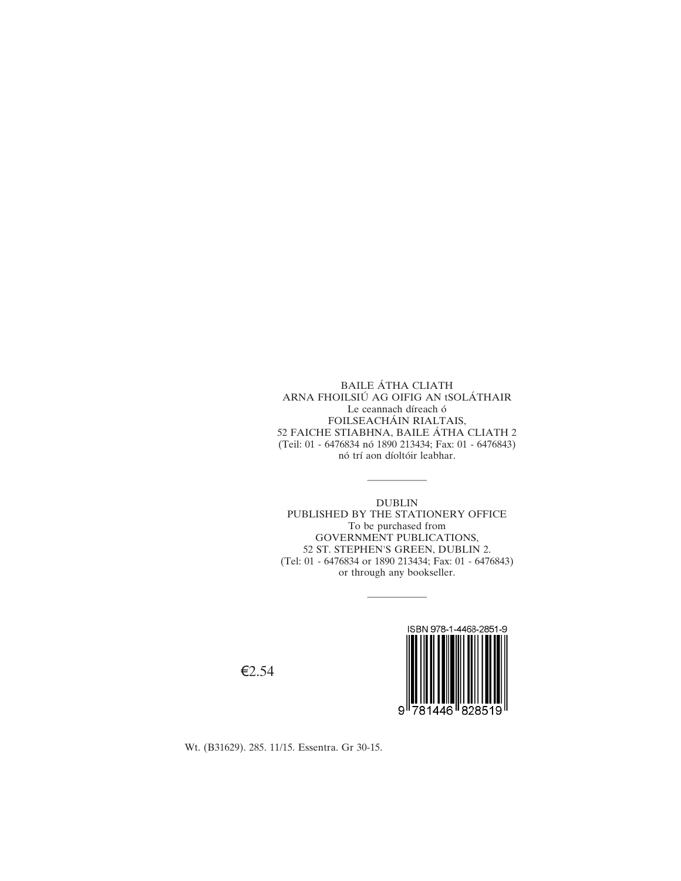BAILE ÁTHA CLIATH
ARNA FHOILSIÚ AG OIFIG AN tSOLÁTHAIR
Le ceannach díreach ó
FOILSEACHÁIN RIALTAIS,
52 FAICHE STIABHNA, BAILE ÁTHA CLIATH 2
(Teil: 01 - 6476834 nó 1890 213434; Fax: 01 - 6476843)
nó trí aon díoltóir leabhar.

---

DUBLIN
PUBLISHED BY THE STATIONERY OFFICE
To be purchased from
GOVERNMENT PUBLICATIONS,
52 ST. STEPHEN'S GREEN, DUBLIN 2.
(Tel: 01 - 6476834 or 1890 213434; Fax: 01 - 6476843)
or through any bookseller.

---

€2.54

ISBN 978-1-4468-2851-9

9 781446 828519

Wt. (B31629). 285. 11/15. Essentra. Gr 30-15.